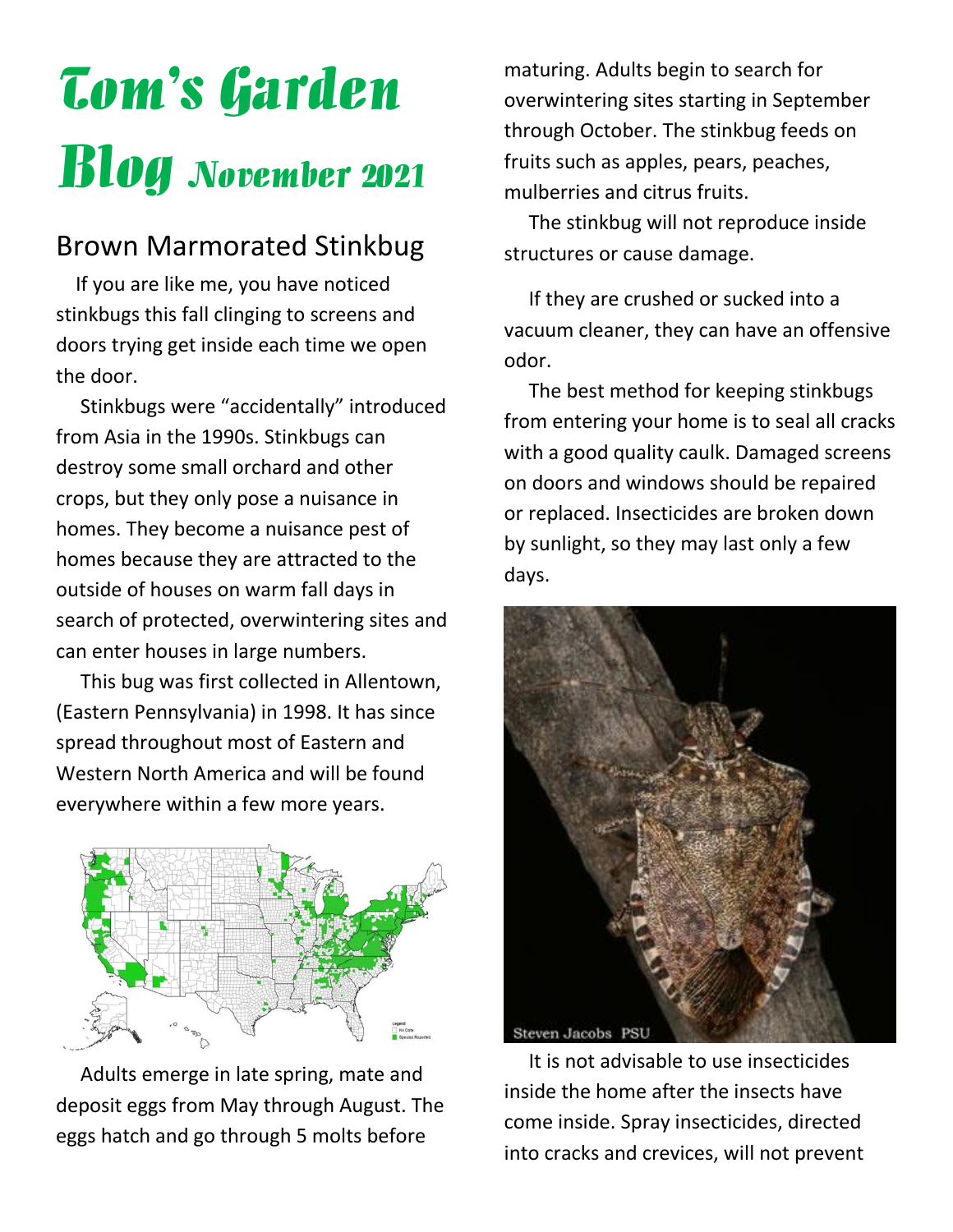# Tom's Garden Blog November 2021

## Brown Marmorated Stinkbug

If you are like me, you have noticed stinkbugs this fall clinging to screens and doors trying get inside each time we open the door.

Stinkbugs were "accidentally" introduced from Asia in the 1990s. Stinkbugs can destroy some small orchard and other crops, but they only pose a nuisance in homes. They become a nuisance pest of homes because they are attracted to the outside of houses on warm fall days in search of protected, overwintering sites and can enter houses in large numbers.

This bug was first collected in Allentown, (Eastern Pennsylvania) in 1998. It has since spread throughout most of Eastern and Western North America and will be found everywhere within a few more years.

Adults emerge in late spring, mate and deposit eggs from May through August. The eggs hatch and go through 5 molts before maturing. Adults begin to search for overwintering sites starting in September through October. The stinkbug feeds on fruits such as apples, pears, peaches, mulberries and citrus fruits.

The stinkbug will not reproduce inside structures or cause damage.

If they are crushed or sucked into a vacuum cleaner, they can have an offensive odor.

The best method for keeping stinkbugs from entering your home is to seal all cracks with a good quality caulk. Damaged screens on doors and windows should be repaired or replaced. Insecticides are broken down by sunlight, so they may last only a few days.

Steven Jacobs PSU

It is not advisable to use insecticides inside the home after the insects have come inside. Spray insecticides, directed into cracks and crevices, will not prevent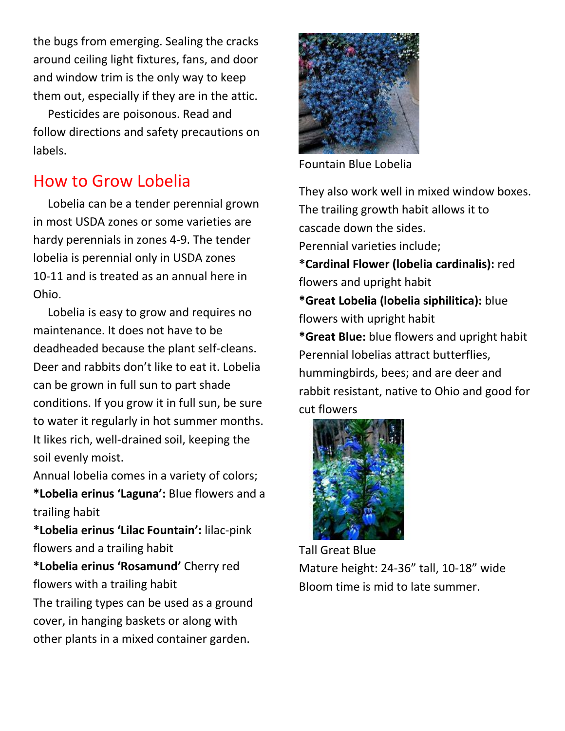the bugs from emerging. Sealing the cracks around ceiling light fixtures, fans, and door and window trim is the only way to keep them out, especially if they are in the attic.

Pesticides are poisonous. Read and follow directions and safety precautions on labels.

## How to Grow Lobelia

Lobelia can be a tender perennial grown in most USDA zones or some varieties are hardy perennials in zones 4-9. The tender lobelia is perennial only in USDA zones 10-11 and is treated as an annual here in Ohio.

Lobelia is easy to grow and requires no maintenance. It does not have to be deadheaded because the plant self-cleans. Deer and rabbits don't like to eat it. Lobelia can be grown in full sun to part shade conditions. If you grow it in full sun, be sure to water it regularly in hot summer months. It likes rich, well-drained soil, keeping the soil evenly moist.

Annual lobelia comes in a variety of colors;

***Lobelia erinus 'Laguna':** Blue flowers and a trailing habit

***Lobelia erinus 'Lilac Fountain':** lilac-pink flowers and a trailing habit

***Lobelia erinus 'Rosamund'** Cherry red flowers with a trailing habit

The trailing types can be used as a ground cover, in hanging baskets or along with other plants in a mixed container garden.

Fountain Blue Lobelia

They also work well in mixed window boxes. The trailing growth habit allows it to cascade down the sides.

Perennial varieties include;

***Cardinal Flower (lobelia cardinalis):** red flowers and upright habit

***Great Lobelia (lobelia siphilitica):** blue flowers with upright habit

***Great Blue:** blue flowers and upright habit

Perennial lobelias attract butterflies, hummingbirds, bees; and are deer and rabbit resistant, native to Ohio and good for cut flowers

Tall Great Blue

Mature height: 24-36" tall, 10-18" wide

Bloom time is mid to late summer.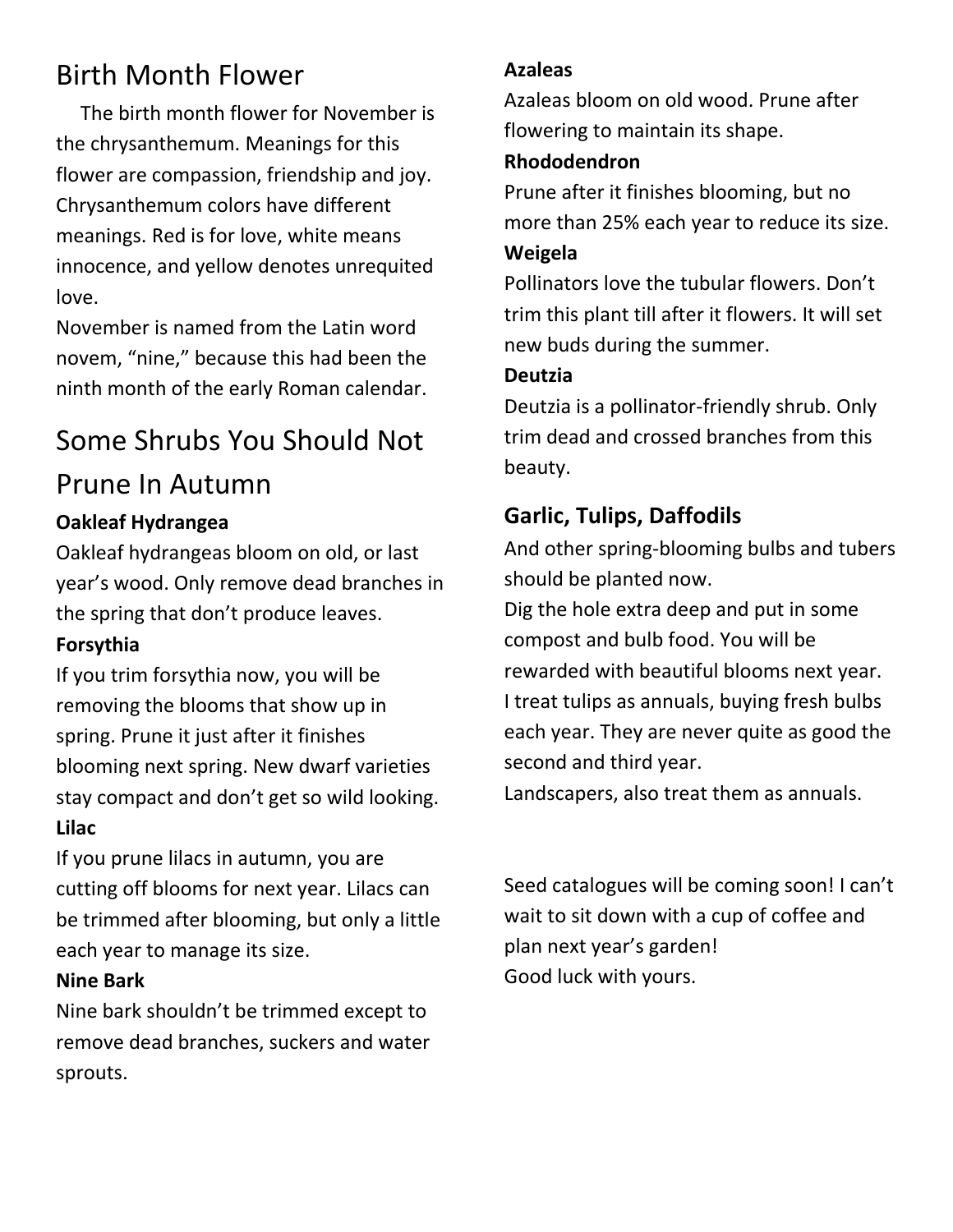## Birth Month Flower

The birth month flower for November is the chrysanthemum. Meanings for this flower are compassion, friendship and joy. Chrysanthemum colors have different meanings. Red is for love, white means innocence, and yellow denotes unrequited love.

November is named from the Latin word novem, "nine," because this had been the ninth month of the early Roman calendar.

## Some Shrubs You Should Not Prune In Autumn

**Oakleaf Hydrangea**

Oakleaf hydrangeas bloom on old, or last year's wood. Only remove dead branches in the spring that don't produce leaves.

**Forsythia**

If you trim forsythia now, you will be removing the blooms that show up in spring. Prune it just after it finishes blooming next spring. New dwarf varieties stay compact and don't get so wild looking.

**Lilac**

If you prune lilacs in autumn, you are cutting off blooms for next year. Lilacs can be trimmed after blooming, but only a little each year to manage its size.

**Nine Bark**

Nine bark shouldn't be trimmed except to remove dead branches, suckers and water sprouts.

**Azaleas**

Azaleas bloom on old wood. Prune after flowering to maintain its shape.

**Rhododendron**

Prune after it finishes blooming, but no more than 25% each year to reduce its size.

**Weigela**

Pollinators love the tubular flowers. Don't trim this plant till after it flowers. It will set new buds during the summer.

**Deutzia**

Deutzia is a pollinator-friendly shrub. Only trim dead and crossed branches from this beauty.

### Garlic, Tulips, Daffodils

And other spring-blooming bulbs and tubers should be planted now.

Dig the hole extra deep and put in some compost and bulb food. You will be rewarded with beautiful blooms next year.

I treat tulips as annuals, buying fresh bulbs each year. They are never quite as good the second and third year.

Landscapers, also treat them as annuals.

Seed catalogues will be coming soon! I can't wait to sit down with a cup of coffee and plan next year's garden!

Good luck with yours.